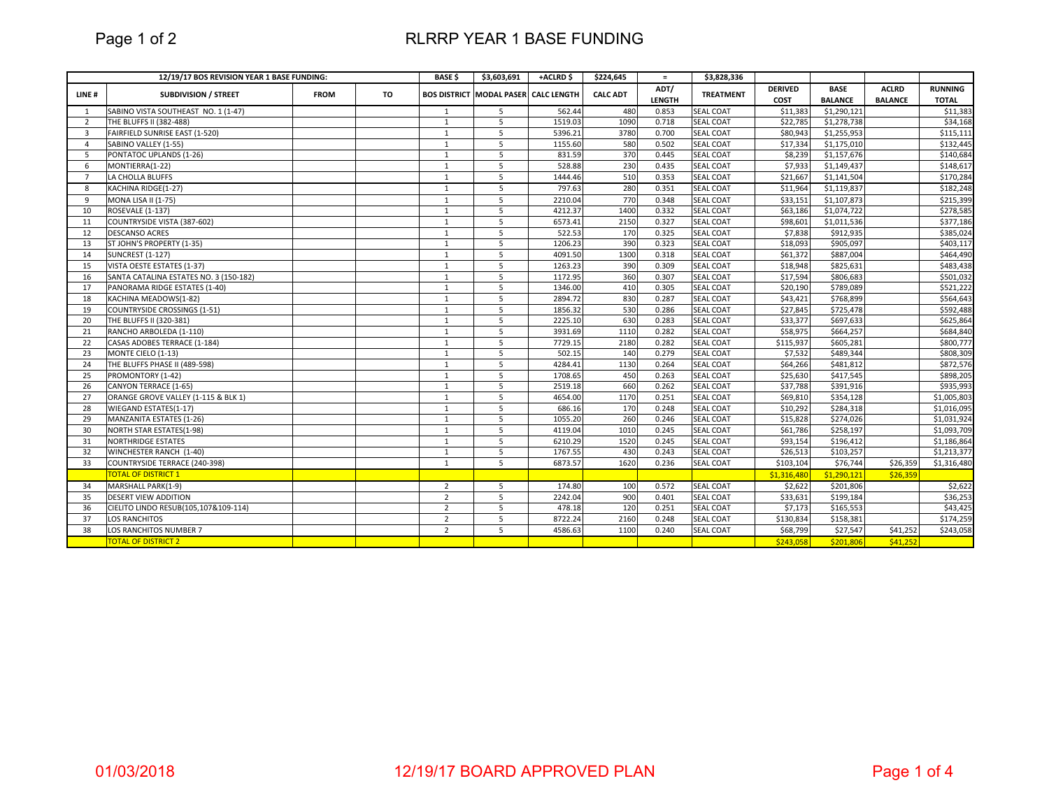# RLRRP YEAR 1 BASE FUNDING

| 12/19/17 BOS REVISION YEAR 1 BASE FUNDING: | | | | BASE $ | $3,603,691 | +ACLRD $ | $224,645 | = | $3,828,336 | | | | |
|---|---|---|---|---|---|---|---|---|---|---|---|---|---|
| LINE # | SUBDIVISION / STREET | FROM | TO | BOS DISTRICT | MODAL PASER | CALC LENGTH | CALC ADT | ADT/ LENGTH | TREATMENT | DERIVED COST | BASE BALANCE | ACLRD BALANCE | RUNNING TOTAL |
| 1 | SABINO VISTA SOUTHEAST NO. 1 (1-47) | | | 1 | 5 | 562.44 | 480 | 0.853 | SEAL COAT | $11,383 | $1,290,121 | | $11,383 |
| 2 | THE BLUFFS II (382-488) | | | 1 | 5 | 1519.03 | 1090 | 0.718 | SEAL COAT | $22,785 | $1,278,738 | | $34,168 |
| 3 | FAIRFIELD SUNRISE EAST (1-520) | | | 1 | 5 | 5396.21 | 3780 | 0.700 | SEAL COAT | $80,943 | $1,255,953 | | $115,111 |
| 4 | SABINO VALLEY (1-55) | | | 1 | 5 | 1155.60 | 580 | 0.502 | SEAL COAT | $17,334 | $1,175,010 | | $132,445 |
| 5 | PONTATOC UPLANDS (1-26) | | | 1 | 5 | 831.59 | 370 | 0.445 | SEAL COAT | $8,239 | $1,157,676 | | $140,684 |
| 6 | MONTIERRA(1-22) | | | 1 | 5 | 528.88 | 230 | 0.435 | SEAL COAT | $7,933 | $1,149,437 | | $148,617 |
| 7 | LA CHOLLA BLUFFS | | | 1 | 5 | 1444.46 | 510 | 0.353 | SEAL COAT | $21,667 | $1,141,504 | | $170,284 |
| 8 | KACHINA RIDGE(1-27) | | | 1 | 5 | 797.63 | 280 | 0.351 | SEAL COAT | $11,964 | $1,119,837 | | $182,248 |
| 9 | MONA LISA II (1-75) | | | 1 | 5 | 2210.04 | 770 | 0.348 | SEAL COAT | $33,151 | $1,107,873 | | $215,399 |
| 10 | ROSEVALE (1-137) | | | 1 | 5 | 4212.37 | 1400 | 0.332 | SEAL COAT | $63,186 | $1,074,722 | | $278,585 |
| 11 | COUNTRYSIDE VISTA (387-602) | | | 1 | 5 | 6573.41 | 2150 | 0.327 | SEAL COAT | $98,601 | $1,011,536 | | $377,186 |
| 12 | DESCANSO ACRES | | | 1 | 5 | 522.53 | 170 | 0.325 | SEAL COAT | $7,838 | $912,935 | | $385,024 |
| 13 | ST JOHN'S PROPERTY (1-35) | | | 1 | 5 | 1206.23 | 390 | 0.323 | SEAL COAT | $18,093 | $905,097 | | $403,117 |
| 14 | SUNCREST (1-127) | | | 1 | 5 | 4091.50 | 1300 | 0.318 | SEAL COAT | $61,372 | $887,004 | | $464,490 |
| 15 | VISTA OESTE ESTATES (1-37) | | | 1 | 5 | 1263.23 | 390 | 0.309 | SEAL COAT | $18,948 | $825,631 | | $483,438 |
| 16 | SANTA CATALINA ESTATES NO. 3 (150-182) | | | 1 | 5 | 1172.95 | 360 | 0.307 | SEAL COAT | $17,594 | $806,683 | | $501,032 |
| 17 | PANORAMA RIDGE ESTATES (1-40) | | | 1 | 5 | 1346.00 | 410 | 0.305 | SEAL COAT | $20,190 | $789,089 | | $521,222 |
| 18 | KACHINA MEADOWS(1-82) | | | 1 | 5 | 2894.72 | 830 | 0.287 | SEAL COAT | $43,421 | $768,899 | | $564,643 |
| 19 | COUNTRYSIDE CROSSINGS (1-51) | | | 1 | 5 | 1856.32 | 530 | 0.286 | SEAL COAT | $27,845 | $725,478 | | $592,488 |
| 20 | THE BLUFFS II (320-381) | | | 1 | 5 | 2225.10 | 630 | 0.283 | SEAL COAT | $33,377 | $697,633 | | $625,864 |
| 21 | RANCHO ARBOLEDA (1-110) | | | 1 | 5 | 3931.69 | 1110 | 0.282 | SEAL COAT | $58,975 | $664,257 | | $684,840 |
| 22 | CASAS ADOBES TERRACE (1-184) | | | 1 | 5 | 7729.15 | 2180 | 0.282 | SEAL COAT | $115,937 | $605,281 | | $800,777 |
| 23 | MONTE CIELO (1-13) | | | 1 | 5 | 502.15 | 140 | 0.279 | SEAL COAT | $7,532 | $489,344 | | $808,309 |
| 24 | THE BLUFFS PHASE II (489-598) | | | 1 | 5 | 4284.41 | 1130 | 0.264 | SEAL COAT | $64,266 | $481,812 | | $872,576 |
| 25 | PROMONTORY (1-42) | | | 1 | 5 | 1708.65 | 450 | 0.263 | SEAL COAT | $25,630 | $417,545 | | $898,205 |
| 26 | CANYON TERRACE (1-65) | | | 1 | 5 | 2519.18 | 660 | 0.262 | SEAL COAT | $37,788 | $391,916 | | $935,993 |
| 27 | ORANGE GROVE VALLEY (1-115 & BLK 1) | | | 1 | 5 | 4654.00 | 1170 | 0.251 | SEAL COAT | $69,810 | $354,128 | | $1,005,803 |
| 28 | WIEGAND ESTATES(1-17) | | | 1 | 5 | 686.16 | 170 | 0.248 | SEAL COAT | $10,292 | $284,318 | | $1,016,095 |
| 29 | MANZANITA ESTATES (1-26) | | | 1 | 5 | 1055.20 | 260 | 0.246 | SEAL COAT | $15,828 | $274,026 | | $1,031,924 |
| 30 | NORTH STAR ESTATES(1-98) | | | 1 | 5 | 4119.04 | 1010 | 0.245 | SEAL COAT | $61,786 | $258,197 | | $1,093,709 |
| 31 | NORTHRIDGE ESTATES | | | 1 | 5 | 6210.29 | 1520 | 0.245 | SEAL COAT | $93,154 | $196,412 | | $1,186,864 |
| 32 | WINCHESTER RANCH (1-40) | | | 1 | 5 | 1767.55 | 430 | 0.243 | SEAL COAT | $26,513 | $103,257 | | $1,213,377 |
| 33 | COUNTRYSIDE TERRACE (240-398) | | | 1 | 5 | 6873.57 | 1620 | 0.236 | SEAL COAT | $103,104 | $76,744 | $26,359 | $1,316,480 |
| | TOTAL OF DISTRICT 1 | | | | | | | | | $1,316,480 | $1,290,121 | $26,359 | |
| 34 | MARSHALL PARK(1-9) | | | 2 | 5 | 174.80 | 100 | 0.572 | SEAL COAT | $2,622 | $201,806 | | $2,622 |
| 35 | DESERT VIEW ADDITION | | | 2 | 5 | 2242.04 | 900 | 0.401 | SEAL COAT | $33,631 | $199,184 | | $36,253 |
| 36 | CIELITO LINDO RESUB(105,107&109-114) | | | 2 | 5 | 478.18 | 120 | 0.251 | SEAL COAT | $7,173 | $165,553 | | $43,425 |
| 37 | LOS RANCHITOS | | | 2 | 5 | 8722.24 | 2160 | 0.248 | SEAL COAT | $130,834 | $158,381 | | $174,259 |
| 38 | LOS RANCHITOS NUMBER 7 | | | 2 | 5 | 4586.63 | 1100 | 0.240 | SEAL COAT | $68,799 | $27,547 | $41,252 | $243,058 |
| | TOTAL OF DISTRICT 2 | | | | | | | | | $243,058 | $201,806 | $41,252 | |

01/03/2018 — 12/19/17 BOARD APPROVED PLAN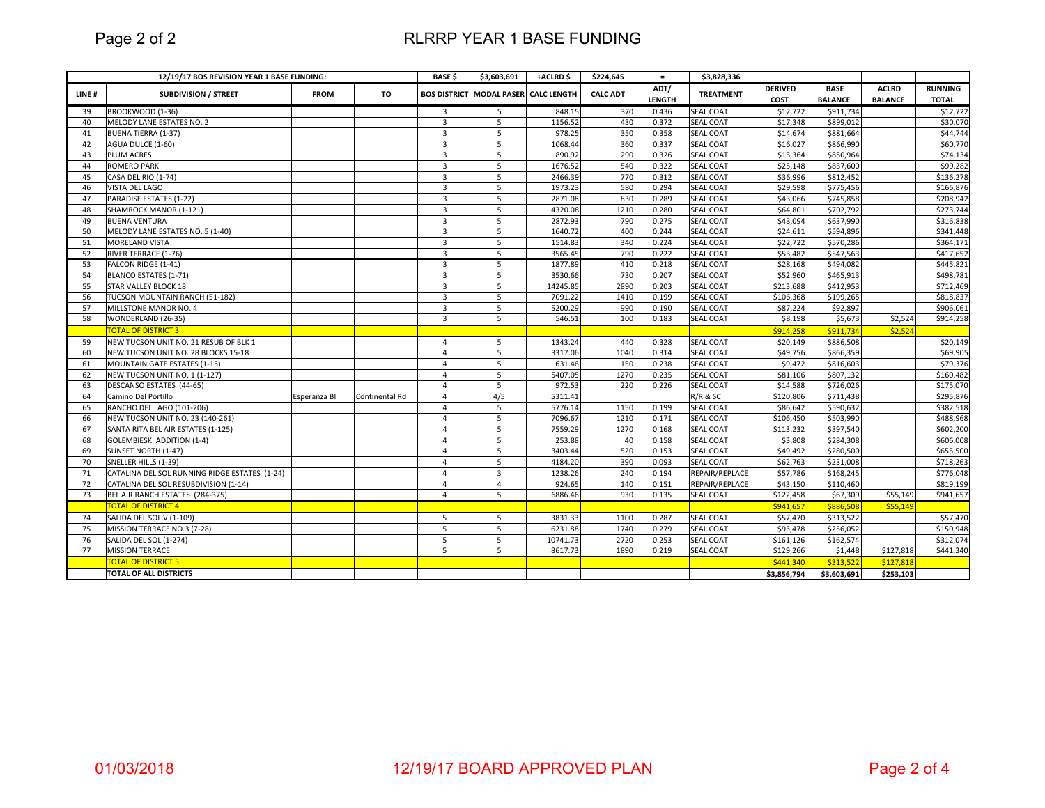# RLRRP YEAR 1 BASE FUNDING

| LINE # | SUBDIVISION / STREET | FROM | TO | BOS DISTRICT | MODAL PASER | CALC LENGTH | CALC ADT | ADT/ LENGTH | TREATMENT | DERIVED COST | BASE BALANCE | ACLRD BALANCE | RUNNING TOTAL |
|---|---|---|---|---|---|---|---|---|---|---|---|---|---|
| | 12/19/17 BOS REVISION YEAR 1 BASE FUNDING: | | | BASE $ | $3,603,691 | +ACLRD $ | $224,645 | = | $3,828,336 | | | | |
| 39 | BROOKWOOD (1-36) | | | 3 | 5 | 848.15 | 370 | 0.436 | SEAL COAT | $12,722 | $911,734 | | $12,722 |
| 40 | MELODY LANE ESTATES NO. 2 | | | 3 | 5 | 1156.52 | 430 | 0.372 | SEAL COAT | $17,348 | $899,012 | | $30,070 |
| 41 | BUENA TIERRA (1-37) | | | 3 | 5 | 978.25 | 350 | 0.358 | SEAL COAT | $14,674 | $881,664 | | $44,744 |
| 42 | AGUA DULCE (1-60) | | | 3 | 5 | 1068.44 | 360 | 0.337 | SEAL COAT | $16,027 | $866,990 | | $60,770 |
| 43 | PLUM ACRES | | | 3 | 5 | 890.92 | 290 | 0.326 | SEAL COAT | $13,364 | $850,964 | | $74,134 |
| 44 | ROMERO PARK | | | 3 | 5 | 1676.52 | 540 | 0.322 | SEAL COAT | $25,148 | $837,600 | | $99,282 |
| 45 | CASA DEL RIO (1-74) | | | 3 | 5 | 2466.39 | 770 | 0.312 | SEAL COAT | $36,996 | $812,452 | | $136,278 |
| 46 | VISTA DEL LAGO | | | 3 | 5 | 1973.23 | 580 | 0.294 | SEAL COAT | $29,598 | $775,456 | | $165,876 |
| 47 | PARADISE ESTATES (1-22) | | | 3 | 5 | 2871.08 | 830 | 0.289 | SEAL COAT | $43,066 | $745,858 | | $208,942 |
| 48 | SHAMROCK MANOR (1-121) | | | 3 | 5 | 4320.08 | 1210 | 0.280 | SEAL COAT | $64,801 | $702,792 | | $273,744 |
| 49 | BUENA VENTURA | | | 3 | 5 | 2872.93 | 790 | 0.275 | SEAL COAT | $43,094 | $637,990 | | $316,838 |
| 50 | MELODY LANE ESTATES NO. 5 (1-40) | | | 3 | 5 | 1640.72 | 400 | 0.244 | SEAL COAT | $24,611 | $594,896 | | $341,448 |
| 51 | MORELAND VISTA | | | 3 | 5 | 1514.83 | 340 | 0.224 | SEAL COAT | $22,722 | $570,286 | | $364,171 |
| 52 | RIVER TERRACE (1-76) | | | 3 | 5 | 3565.45 | 790 | 0.222 | SEAL COAT | $53,482 | $547,563 | | $417,652 |
| 53 | FALCON RIDGE (1-41) | | | 3 | 5 | 1877.89 | 410 | 0.218 | SEAL COAT | $28,168 | $494,082 | | $445,821 |
| 54 | BLANCO ESTATES (1-71) | | | 3 | 5 | 3530.66 | 730 | 0.207 | SEAL COAT | $52,960 | $465,913 | | $498,781 |
| 55 | STAR VALLEY BLOCK 18 | | | 3 | 5 | 14245.85 | 2890 | 0.203 | SEAL COAT | $213,688 | $412,953 | | $712,469 |
| 56 | TUCSON MOUNTAIN RANCH (51-182) | | | 3 | 5 | 7091.22 | 1410 | 0.199 | SEAL COAT | $106,368 | $199,265 | | $818,837 |
| 57 | MILLSTONE MANOR NO. 4 | | | 3 | 5 | 5200.29 | 990 | 0.190 | SEAL COAT | $87,224 | $92,897 | | $906,061 |
| 58 | WONDERLAND (26-35) | | | 3 | 5 | 546.51 | 100 | 0.183 | SEAL COAT | $8,198 | $5,673 | $2,524 | $914,258 |
| | TOTAL OF DISTRICT 3 | | | | | | | | | $914,258 | $911,734 | $2,524 | |
| 59 | NEW TUCSON UNIT NO. 21 RESUB OF BLK 1 | | | 4 | 5 | 1343.24 | 440 | 0.328 | SEAL COAT | $20,149 | $886,508 | | $20,149 |
| 60 | NEW TUCSON UNIT NO. 28 BLOCKS 15-18 | | | 4 | 5 | 3317.06 | 1040 | 0.314 | SEAL COAT | $49,756 | $866,359 | | $69,905 |
| 61 | MOUNTAIN GATE ESTATES (1-15) | | | 4 | 5 | 631.46 | 150 | 0.238 | SEAL COAT | $9,472 | $816,603 | | $79,376 |
| 62 | NEW TUCSON UNIT NO. 1 (1-127) | | | 4 | 5 | 5407.05 | 1270 | 0.235 | SEAL COAT | $81,106 | $807,132 | | $160,482 |
| 63 | DESCANSO ESTATES (44-65) | | | 4 | 5 | 972.53 | 220 | 0.226 | SEAL COAT | $14,588 | $726,026 | | $175,070 |
| 64 | Camino Del Portillo | Esperanza Bl | Continental Rd | 4 | 4/5 | 5311.41 | | | R/R & SC | $120,806 | $711,438 | | $295,876 |
| 65 | RANCHO DEL LAGO (101-206) | | | 4 | 5 | 5776.14 | 1150 | 0.199 | SEAL COAT | $86,642 | $590,632 | | $382,518 |
| 66 | NEW TUCSON UNIT NO. 23 (140-261) | | | 4 | 5 | 7096.67 | 1210 | 0.171 | SEAL COAT | $106,450 | $503,990 | | $488,968 |
| 67 | SANTA RITA BEL AIR ESTATES (1-125) | | | 4 | 5 | 7559.29 | 1270 | 0.168 | SEAL COAT | $113,232 | $397,540 | | $602,200 |
| 68 | GOLEMBIESKI ADDITION (1-4) | | | 4 | 5 | 253.88 | 40 | 0.158 | SEAL COAT | $3,808 | $284,308 | | $606,008 |
| 69 | SUNSET NORTH (1-47) | | | 4 | 5 | 3403.44 | 520 | 0.153 | SEAL COAT | $49,492 | $280,500 | | $655,500 |
| 70 | SNELLER HILLS (1-39) | | | 4 | 5 | 4184.20 | 390 | 0.093 | SEAL COAT | $62,763 | $231,008 | | $718,263 |
| 71 | CATALINA DEL SOL RUNNING RIDGE ESTATES (1-24) | | | 4 | 3 | 1238.26 | 240 | 0.194 | REPAIR/REPLACE | $57,786 | $168,245 | | $776,048 |
| 72 | CATALINA DEL SOL RESUBDIVISION (1-14) | | | 4 | 4 | 924.65 | 140 | 0.151 | REPAIR/REPLACE | $43,150 | $110,460 | | $819,199 |
| 73 | BEL AIR RANCH ESTATES (284-375) | | | 4 | 5 | 6886.46 | 930 | 0.135 | SEAL COAT | $122,458 | $67,309 | $55,149 | $941,657 |
| | TOTAL OF DISTRICT 4 | | | | | | | | | $941,657 | $886,508 | $55,149 | |
| 74 | SALIDA DEL SOL V (1-109) | | | 5 | 5 | 3831.33 | 1100 | 0.287 | SEAL COAT | $57,470 | $313,522 | | $57,470 |
| 75 | MISSION TERRACE NO.3 (7-28) | | | 5 | 5 | 6231.88 | 1740 | 0.279 | SEAL COAT | $93,478 | $256,052 | | $150,948 |
| 76 | SALIDA DEL SOL (1-274) | | | 5 | 5 | 10741.73 | 2720 | 0.253 | SEAL COAT | $161,126 | $162,574 | | $312,074 |
| 77 | MISSION TERRACE | | | 5 | 5 | 8617.73 | 1890 | 0.219 | SEAL COAT | $129,266 | $1,448 | $127,818 | $441,340 |
| | TOTAL OF DISTRICT 5 | | | | | | | | | $441,340 | $313,522 | $127,818 | |
| | TOTAL OF ALL DISTRICTS | | | | | | | | | $3,856,794 | $3,603,691 | $253,103 | |

01/03/2018 — 12/19/17 BOARD APPROVED PLAN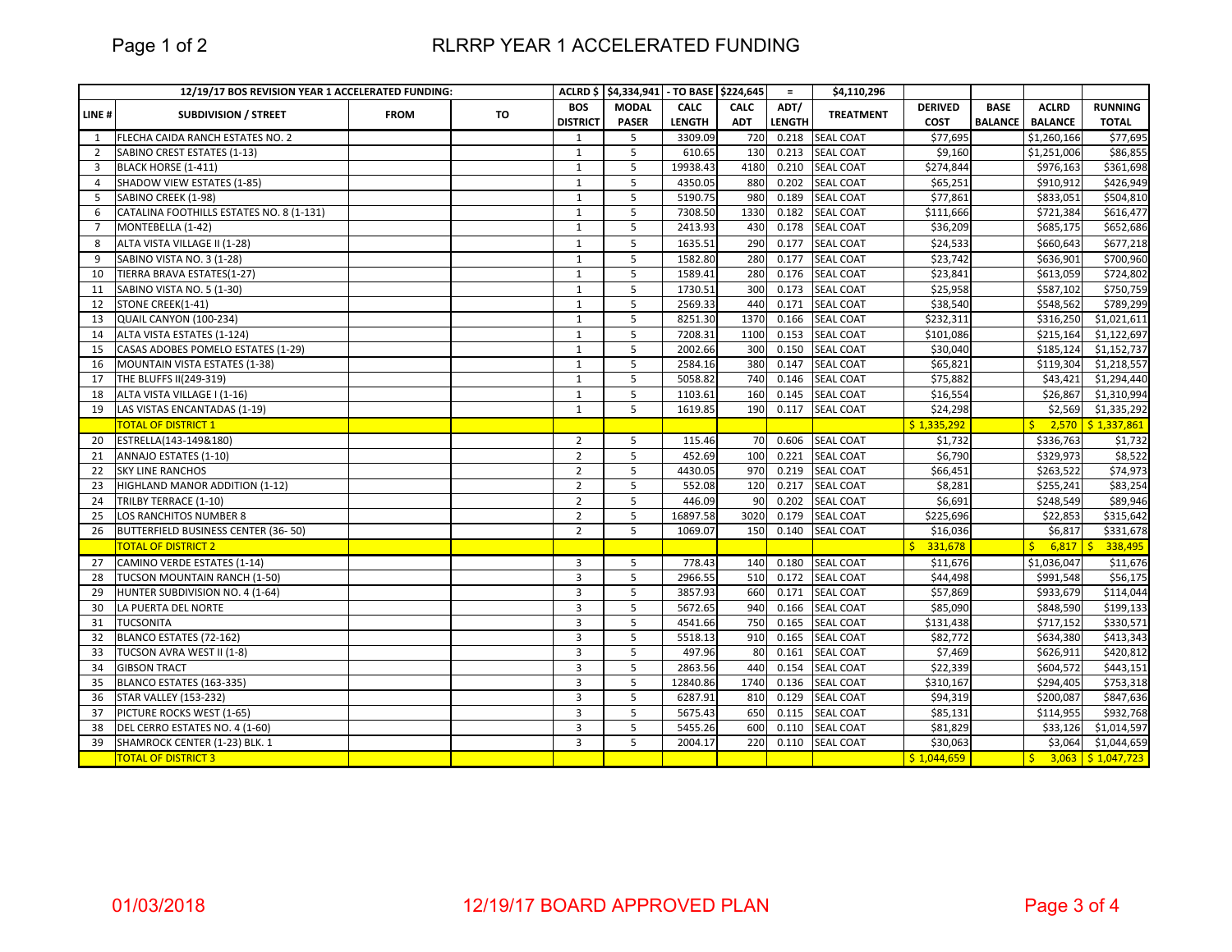# RLRRP YEAR 1 ACCELERATED FUNDING

| 12/19/17 BOS REVISION YEAR 1 ACCELERATED FUNDING: | | | | ACLRD $ | $4,334,941 | - TO BASE | $224,645 | = | $4,110,296 | | | | |
|---|---|---|---|---|---|---|---|---|---|---|---|---|---|
| LINE # | SUBDIVISION / STREET | FROM | TO | BOS DISTRICT | MODAL PASER | CALC LENGTH | CALC ADT | ADT/ LENGTH | TREATMENT | DERIVED COST | BASE BALANCE | ACLRD BALANCE | RUNNING TOTAL |
| 1 | FLECHA CAIDA RANCH ESTATES NO. 2 | | | 1 | 5 | 3309.09 | 720 | 0.218 | SEAL COAT | $77,695 | | $1,260,166 | $77,695 |
| 2 | SABINO CREST ESTATES (1-13) | | | 1 | 5 | 610.65 | 130 | 0.213 | SEAL COAT | $9,160 | | $1,251,006 | $86,855 |
| 3 | BLACK HORSE (1-411) | | | 1 | 5 | 19938.43 | 4180 | 0.210 | SEAL COAT | $274,844 | | $976,163 | $361,698 |
| 4 | SHADOW VIEW ESTATES (1-85) | | | 1 | 5 | 4350.05 | 880 | 0.202 | SEAL COAT | $65,251 | | $910,912 | $426,949 |
| 5 | SABINO CREEK (1-98) | | | 1 | 5 | 5190.75 | 980 | 0.189 | SEAL COAT | $77,861 | | $833,051 | $504,810 |
| 6 | CATALINA FOOTHILLS ESTATES NO. 8 (1-131) | | | 1 | 5 | 7308.50 | 1330 | 0.182 | SEAL COAT | $111,666 | | $721,384 | $616,477 |
| 7 | MONTEBELLA (1-42) | | | 1 | 5 | 2413.93 | 430 | 0.178 | SEAL COAT | $36,209 | | $685,175 | $652,686 |
| 8 | ALTA VISTA VILLAGE II (1-28) | | | 1 | 5 | 1635.51 | 290 | 0.177 | SEAL COAT | $24,533 | | $660,643 | $677,218 |
| 9 | SABINO VISTA NO. 3 (1-28) | | | 1 | 5 | 1582.80 | 280 | 0.177 | SEAL COAT | $23,742 | | $636,901 | $700,960 |
| 10 | TIERRA BRAVA ESTATES(1-27) | | | 1 | 5 | 1589.41 | 280 | 0.176 | SEAL COAT | $23,841 | | $613,059 | $724,802 |
| 11 | SABINO VISTA NO. 5 (1-30) | | | 1 | 5 | 1730.51 | 300 | 0.173 | SEAL COAT | $25,958 | | $587,102 | $750,759 |
| 12 | STONE CREEK(1-41) | | | 1 | 5 | 2569.33 | 440 | 0.171 | SEAL COAT | $38,540 | | $548,562 | $789,299 |
| 13 | QUAIL CANYON (100-234) | | | 1 | 5 | 8251.30 | 1370 | 0.166 | SEAL COAT | $232,311 | | $316,250 | $1,021,611 |
| 14 | ALTA VISTA ESTATES (1-124) | | | 1 | 5 | 7208.31 | 1100 | 0.153 | SEAL COAT | $101,086 | | $215,164 | $1,122,697 |
| 15 | CASAS ADOBES POMELO ESTATES (1-29) | | | 1 | 5 | 2002.66 | 300 | 0.150 | SEAL COAT | $30,040 | | $185,124 | $1,152,737 |
| 16 | MOUNTAIN VISTA ESTATES (1-38) | | | 1 | 5 | 2584.16 | 380 | 0.147 | SEAL COAT | $65,821 | | $119,304 | $1,218,557 |
| 17 | THE BLUFFS II(249-319) | | | 1 | 5 | 5058.82 | 740 | 0.146 | SEAL COAT | $75,882 | | $43,421 | $1,294,440 |
| 18 | ALTA VISTA VILLAGE I (1-16) | | | 1 | 5 | 1103.61 | 160 | 0.145 | SEAL COAT | $16,554 | | $26,867 | $1,310,994 |
| 19 | LAS VISTAS ENCANTADAS (1-19) | | | 1 | 5 | 1619.85 | 190 | 0.117 | SEAL COAT | $24,298 | | $2,569 | $1,335,292 |
| | TOTAL OF DISTRICT 1 | | | | | | | | | $ 1,335,292 | | $ 2,570 | $ 1,337,861 |
| 20 | ESTRELLA(143-149&180) | | | 2 | 5 | 115.46 | 70 | 0.606 | SEAL COAT | $1,732 | | $336,763 | $1,732 |
| 21 | ANNAJO ESTATES (1-10) | | | 2 | 5 | 452.69 | 100 | 0.221 | SEAL COAT | $6,790 | | $329,973 | $8,522 |
| 22 | SKY LINE RANCHOS | | | 2 | 5 | 4430.05 | 970 | 0.219 | SEAL COAT | $66,451 | | $263,522 | $74,973 |
| 23 | HIGHLAND MANOR ADDITION (1-12) | | | 2 | 5 | 552.08 | 120 | 0.217 | SEAL COAT | $8,281 | | $255,241 | $83,254 |
| 24 | TRILBY TERRACE (1-10) | | | 2 | 5 | 446.09 | 90 | 0.202 | SEAL COAT | $6,691 | | $248,549 | $89,946 |
| 25 | LOS RANCHITOS NUMBER 8 | | | 2 | 5 | 16897.58 | 3020 | 0.179 | SEAL COAT | $225,696 | | $22,853 | $315,642 |
| 26 | BUTTERFIELD BUSINESS CENTER (36- 50) | | | 2 | 5 | 1069.07 | 150 | 0.140 | SEAL COAT | $16,036 | | $6,817 | $331,678 |
| | TOTAL OF DISTRICT 2 | | | | | | | | | $ 331,678 | | $ 6,817 | $ 338,495 |
| 27 | CAMINO VERDE ESTATES (1-14) | | | 3 | 5 | 778.43 | 140 | 0.180 | SEAL COAT | $11,676 | | $1,036,047 | $11,676 |
| 28 | TUCSON MOUNTAIN RANCH (1-50) | | | 3 | 5 | 2966.55 | 510 | 0.172 | SEAL COAT | $44,498 | | $991,548 | $56,175 |
| 29 | HUNTER SUBDIVISION NO. 4 (1-64) | | | 3 | 5 | 3857.93 | 660 | 0.171 | SEAL COAT | $57,869 | | $933,679 | $114,044 |
| 30 | LA PUERTA DEL NORTE | | | 3 | 5 | 5672.65 | 940 | 0.166 | SEAL COAT | $85,090 | | $848,590 | $199,133 |
| 31 | TUCSONITA | | | 3 | 5 | 4541.66 | 750 | 0.165 | SEAL COAT | $131,438 | | $717,152 | $330,571 |
| 32 | BLANCO ESTATES (72-162) | | | 3 | 5 | 5518.13 | 910 | 0.165 | SEAL COAT | $82,772 | | $634,380 | $413,343 |
| 33 | TUCSON AVRA WEST II (1-8) | | | 3 | 5 | 497.96 | 80 | 0.161 | SEAL COAT | $7,469 | | $626,911 | $420,812 |
| 34 | GIBSON TRACT | | | 3 | 5 | 2863.56 | 440 | 0.154 | SEAL COAT | $22,339 | | $604,572 | $443,151 |
| 35 | BLANCO ESTATES (163-335) | | | 3 | 5 | 12840.86 | 1740 | 0.136 | SEAL COAT | $310,167 | | $294,405 | $753,318 |
| 36 | STAR VALLEY (153-232) | | | 3 | 5 | 6287.91 | 810 | 0.129 | SEAL COAT | $94,319 | | $200,087 | $847,636 |
| 37 | PICTURE ROCKS WEST (1-65) | | | 3 | 5 | 5675.43 | 650 | 0.115 | SEAL COAT | $85,131 | | $114,955 | $932,768 |
| 38 | DEL CERRO ESTATES NO. 4 (1-60) | | | 3 | 5 | 5455.26 | 600 | 0.110 | SEAL COAT | $81,829 | | $33,126 | $1,014,597 |
| 39 | SHAMROCK CENTER (1-23) BLK. 1 | | | 3 | 5 | 2004.17 | 220 | 0.110 | SEAL COAT | $30,063 | | $3,064 | $1,044,659 |
| | TOTAL OF DISTRICT 3 | | | | | | | | | $ 1,044,659 | | $ 3,063 | $ 1,047,723 |

01/03/2018 — 12/19/17 BOARD APPROVED PLAN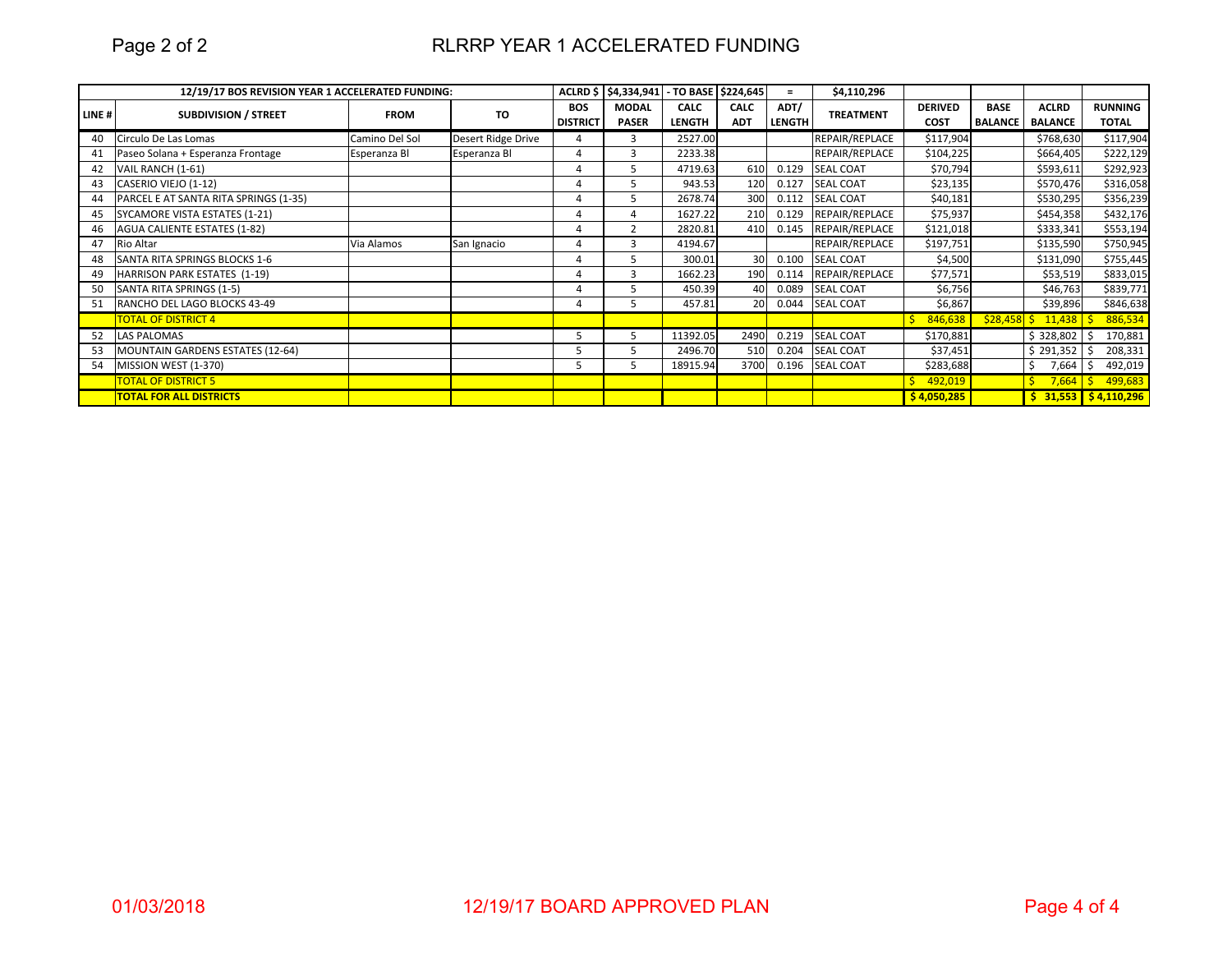# RLRRP YEAR 1 ACCELERATED FUNDING

| 12/19/17 BOS REVISION YEAR 1 ACCELERATED FUNDING: | | | | ACLRD $ | $4,334,941 | - TO BASE | $224,645 | = | $4,110,296 | | | | |
|---|---|---|---|---|---|---|---|---|---|---|---|---|---|
| LINE # | SUBDIVISION / STREET | FROM | TO | BOS DISTRICT | MODAL PASER | CALC LENGTH | CALC ADT | ADT/ LENGTH | TREATMENT | DERIVED COST | BASE BALANCE | ACLRD BALANCE | RUNNING TOTAL |
| 40 | Circulo De Las Lomas | Camino Del Sol | Desert Ridge Drive | 4 | 3 | 2527.00 | | | REPAIR/REPLACE | $117,904 | | $768,630 | $117,904 |
| 41 | Paseo Solana + Esperanza Frontage | Esperanza Bl | Esperanza Bl | 4 | 3 | 2233.38 | | | REPAIR/REPLACE | $104,225 | | $664,405 | $222,129 |
| 42 | VAIL RANCH (1-61) | | | 4 | 5 | 4719.63 | 610 | 0.129 | SEAL COAT | $70,794 | | $593,611 | $292,923 |
| 43 | CASERIO VIEJO (1-12) | | | 4 | 5 | 943.53 | 120 | 0.127 | SEAL COAT | $23,135 | | $570,476 | $316,058 |
| 44 | PARCEL E AT SANTA RITA SPRINGS (1-35) | | | 4 | 5 | 2678.74 | 300 | 0.112 | SEAL COAT | $40,181 | | $530,295 | $356,239 |
| 45 | SYCAMORE VISTA ESTATES (1-21) | | | 4 | 4 | 1627.22 | 210 | 0.129 | REPAIR/REPLACE | $75,937 | | $454,358 | $432,176 |
| 46 | AGUA CALIENTE ESTATES (1-82) | | | 4 | 2 | 2820.81 | 410 | 0.145 | REPAIR/REPLACE | $121,018 | | $333,341 | $553,194 |
| 47 | Rio Altar | Via Alamos | San Ignacio | 4 | 3 | 4194.67 | | | REPAIR/REPLACE | $197,751 | | $135,590 | $750,945 |
| 48 | SANTA RITA SPRINGS BLOCKS 1-6 | | | 4 | 5 | 300.01 | 30 | 0.100 | SEAL COAT | $4,500 | | $131,090 | $755,445 |
| 49 | HARRISON PARK ESTATES (1-19) | | | 4 | 3 | 1662.23 | 190 | 0.114 | REPAIR/REPLACE | $77,571 | | $53,519 | $833,015 |
| 50 | SANTA RITA SPRINGS (1-5) | | | 4 | 5 | 450.39 | 40 | 0.089 | SEAL COAT | $6,756 | | $46,763 | $839,771 |
| 51 | RANCHO DEL LAGO BLOCKS 43-49 | | | 4 | 5 | 457.81 | 20 | 0.044 | SEAL COAT | $6,867 | | $39,896 | $846,638 |
| | TOTAL OF DISTRICT 4 | | | | | | | | | $ 846,638 | $28,458 | $ 11,438 | $ 886,534 |
| 52 | LAS PALOMAS | | | 5 | 5 | 11392.05 | 2490 | 0.219 | SEAL COAT | $170,881 | | $ 328,802 | $ 170,881 |
| 53 | MOUNTAIN GARDENS ESTATES (12-64) | | | 5 | 5 | 2496.70 | 510 | 0.204 | SEAL COAT | $37,451 | | $ 291,352 | $ 208,331 |
| 54 | MISSION WEST (1-370) | | | 5 | 5 | 18915.94 | 3700 | 0.196 | SEAL COAT | $283,688 | | $ 7,664 | $ 492,019 |
| | TOTAL OF DISTRICT 5 | | | | | | | | | $ 492,019 | | $ 7,664 | $ 499,683 |
| | TOTAL FOR ALL DISTRICTS | | | | | | | | | $ 4,050,285 | | $ 31,553 | $ 4,110,296 |

01/03/2018

12/19/17 BOARD APPROVED PLAN